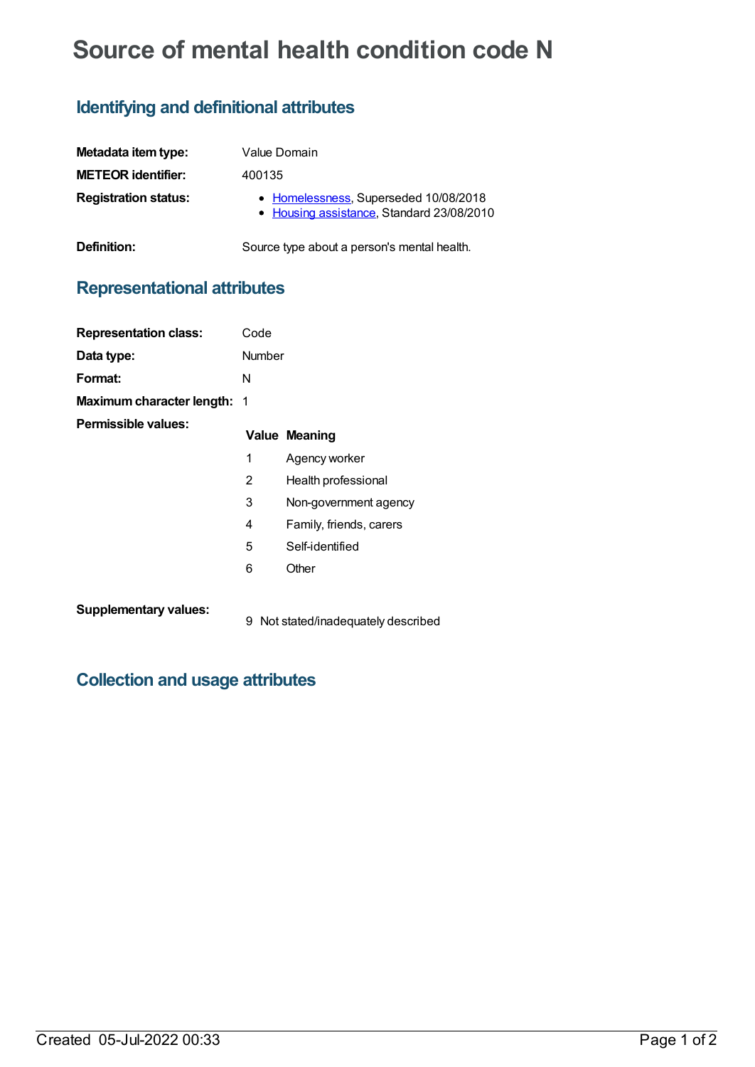# Source of mental health condition code N

## Identifying and definitional attributes

| | |
|---|---|
| **Metadata item type:** | Value Domain |
| **METEOR identifier:** | 400135 |
| **Registration status:** | • Homelessness, Superseded 10/08/2018<br>• Housing assistance, Standard 23/08/2010 |
| **Definition:** | Source type about a person's mental health. |

## Representational attributes

| | |
|---|---|
| **Representation class:** | Code |
| **Data type:** | Number |
| **Format:** | N |
| **Maximum character length:** | 1 |

**Permissible values:**

| Value | Meaning |
|---|---|
| 1 | Agency worker |
| 2 | Health professional |
| 3 | Non-government agency |
| 4 | Family, friends, carers |
| 5 | Self-identified |
| 6 | Other |

**Supplementary values:**

| Value | Meaning |
|---|---|
| 9 | Not stated/inadequately described |

## Collection and usage attributes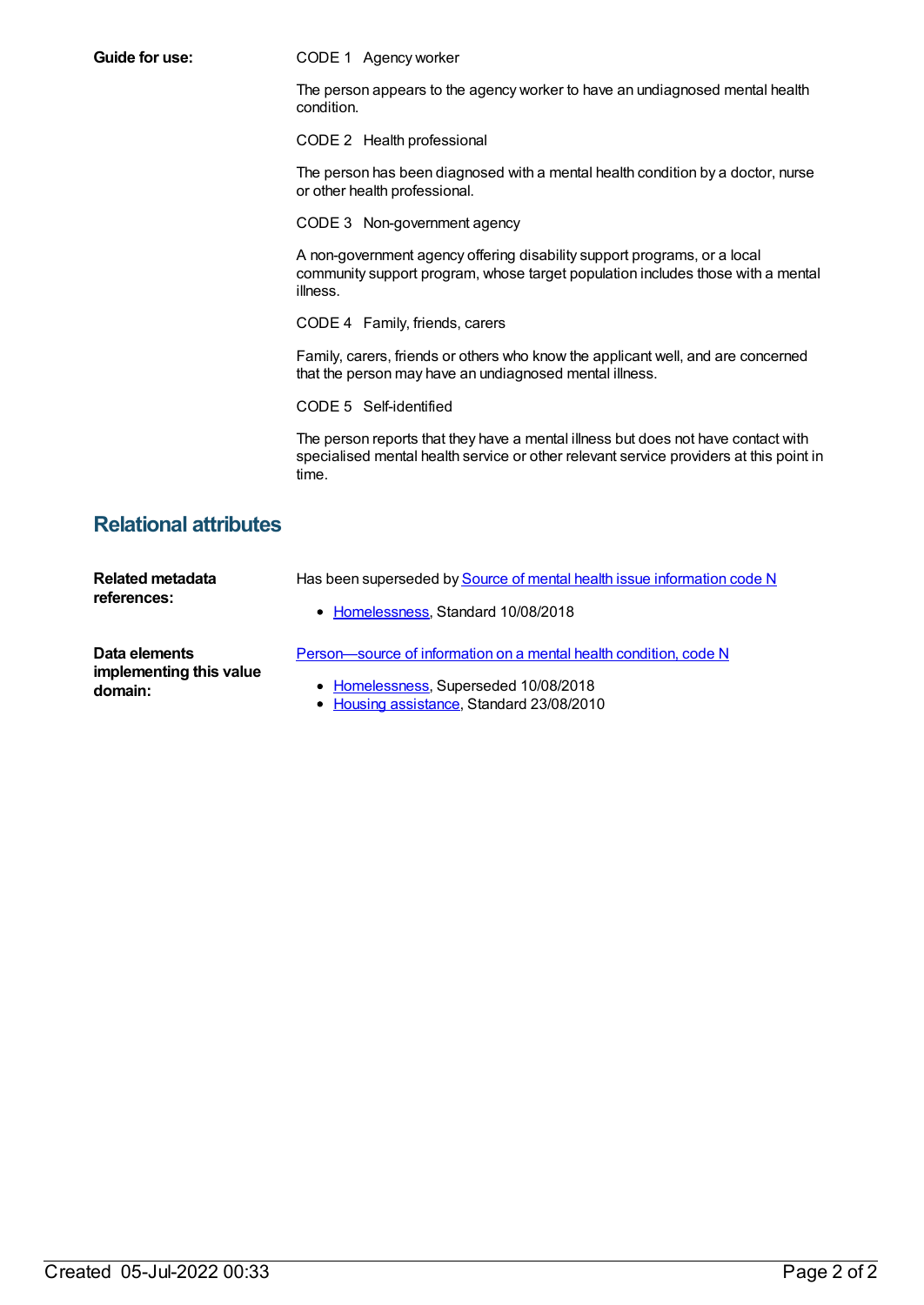**Guide for use:**

CODE 1 Agency worker

The person appears to the agency worker to have an undiagnosed mental health condition.

CODE 2 Health professional

The person has been diagnosed with a mental health condition by a doctor, nurse or other health professional.

CODE 3 Non-government agency

A non-government agency offering disability support programs, or a local community support program, whose target population includes those with a mental illness.

CODE 4 Family, friends, carers

Family, carers, friends or others who know the applicant well, and are concerned that the person may have an undiagnosed mental illness.

CODE 5 Self-identified

The person reports that they have a mental illness but does not have contact with specialised mental health service or other relevant service providers at this point in time.

## Relational attributes

**Related metadata references:**

Has been superseded by Source of mental health issue information code N

- Homelessness, Standard 10/08/2018

**Data elements implementing this value domain:**

Person—source of information on a mental health condition, code N

- Homelessness, Superseded 10/08/2018
- Housing assistance, Standard 23/08/2010